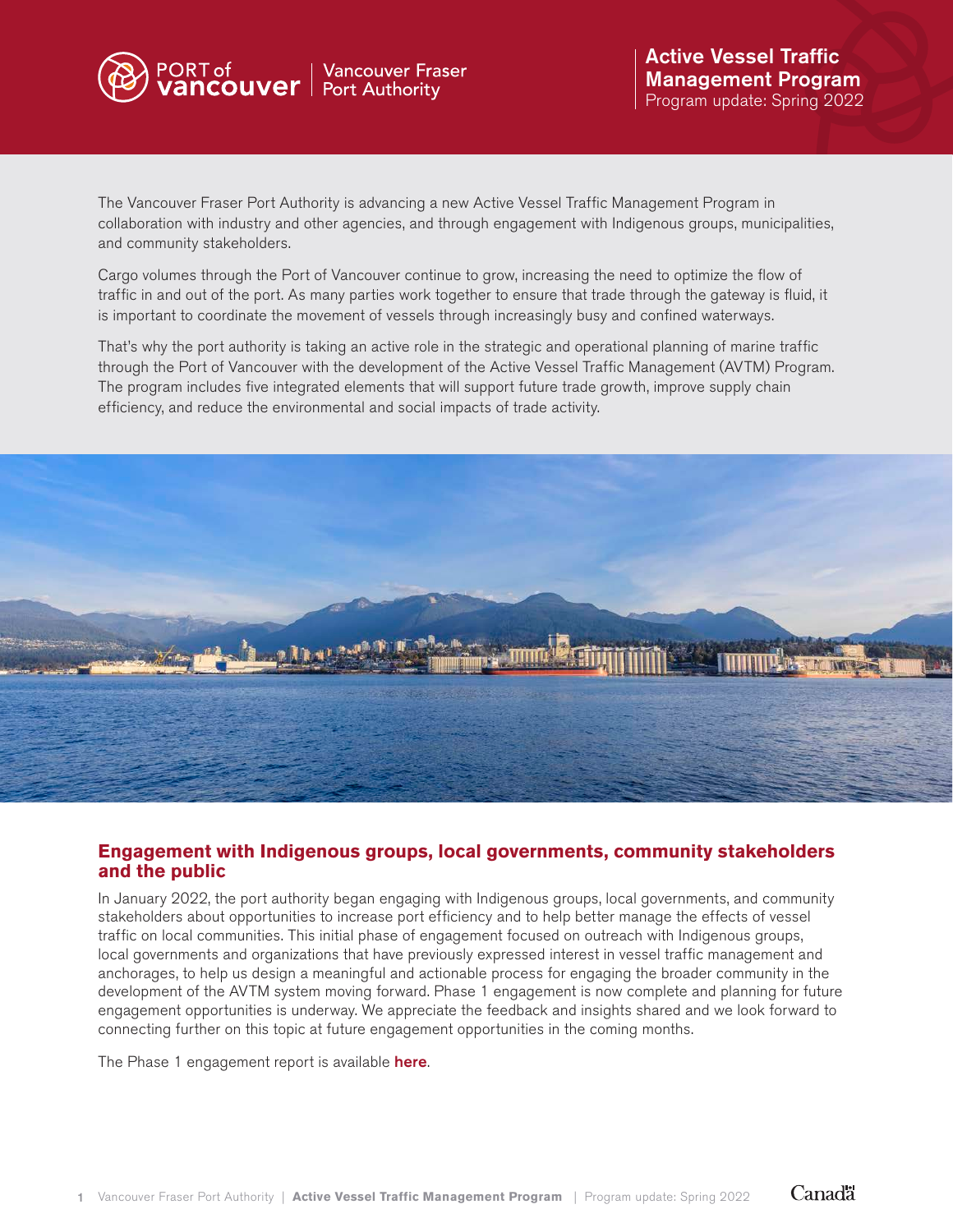PORT of vancouver | Vancouver Fraser Port Authority

# Active Vessel Traffic Management Program

Program update: Spring 2022

The Vancouver Fraser Port Authority is advancing a new Active Vessel Traffic Management Program in collaboration with industry and other agencies, and through engagement with Indigenous groups, municipalities, and community stakeholders.

Cargo volumes through the Port of Vancouver continue to grow, increasing the need to optimize the flow of traffic in and out of the port. As many parties work together to ensure that trade through the gateway is fluid, it is important to coordinate the movement of vessels through increasingly busy and confined waterways.

That's why the port authority is taking an active role in the strategic and operational planning of marine traffic through the Port of Vancouver with the development of the Active Vessel Traffic Management (AVTM) Program. The program includes five integrated elements that will support future trade growth, improve supply chain efficiency, and reduce the environmental and social impacts of trade activity.

## Engagement with Indigenous groups, local governments, community stakeholders and the public

In January 2022, the port authority began engaging with Indigenous groups, local governments, and community stakeholders about opportunities to increase port efficiency and to help better manage the effects of vessel traffic on local communities. This initial phase of engagement focused on outreach with Indigenous groups, local governments and organizations that have previously expressed interest in vessel traffic management and anchorages, to help us design a meaningful and actionable process for engaging the broader community in the development of the AVTM system moving forward. Phase 1 engagement is now complete and planning for future engagement opportunities is underway. We appreciate the feedback and insights shared and we look forward to connecting further on this topic at future engagement opportunities in the coming months.

The Phase 1 engagement report is available **here**.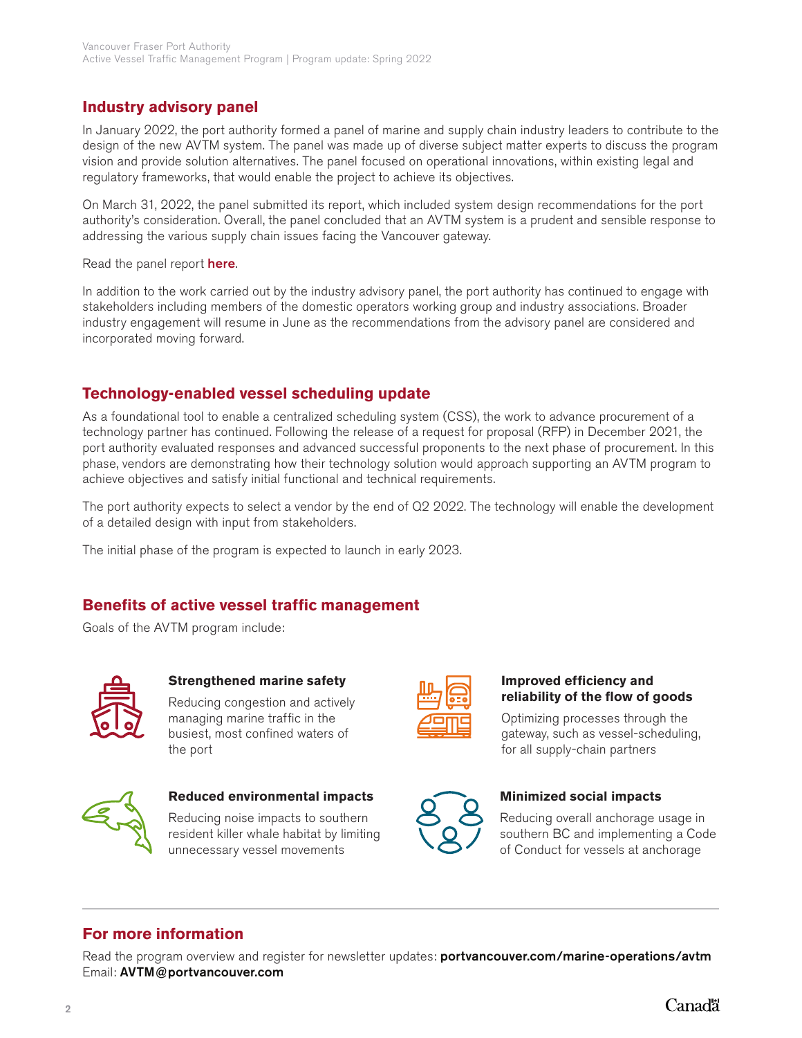## Industry advisory panel

In January 2022, the port authority formed a panel of marine and supply chain industry leaders to contribute to the design of the new AVTM system. The panel was made up of diverse subject matter experts to discuss the program vision and provide solution alternatives. The panel focused on operational innovations, within existing legal and regulatory frameworks, that would enable the project to achieve its objectives.

On March 31, 2022, the panel submitted its report, which included system design recommendations for the port authority's consideration. Overall, the panel concluded that an AVTM system is a prudent and sensible response to addressing the various supply chain issues facing the Vancouver gateway.

Read the panel report **here**.

In addition to the work carried out by the industry advisory panel, the port authority has continued to engage with stakeholders including members of the domestic operators working group and industry associations. Broader industry engagement will resume in June as the recommendations from the advisory panel are considered and incorporated moving forward.

## Technology-enabled vessel scheduling update

As a foundational tool to enable a centralized scheduling system (CSS), the work to advance procurement of a technology partner has continued. Following the release of a request for proposal (RFP) in December 2021, the port authority evaluated responses and advanced successful proponents to the next phase of procurement. In this phase, vendors are demonstrating how their technology solution would approach supporting an AVTM program to achieve objectives and satisfy initial functional and technical requirements.

The port authority expects to select a vendor by the end of Q2 2022. The technology will enable the development of a detailed design with input from stakeholders.

The initial phase of the program is expected to launch in early 2023.

## Benefits of active vessel traffic management

Goals of the AVTM program include:

### Strengthened marine safety

Reducing congestion and actively managing marine traffic in the busiest, most confined waters of the port

### Improved efficiency and reliability of the flow of goods

Optimizing processes through the gateway, such as vessel-scheduling, for all supply-chain partners

### Reduced environmental impacts

Reducing noise impacts to southern resident killer whale habitat by limiting unnecessary vessel movements

### Minimized social impacts

Reducing overall anchorage usage in southern BC and implementing a Code of Conduct for vessels at anchorage

## For more information

Read the program overview and register for newsletter updates: **portvancouver.com/marine-operations/avtm**
Email: **AVTM@portvancouver.com**